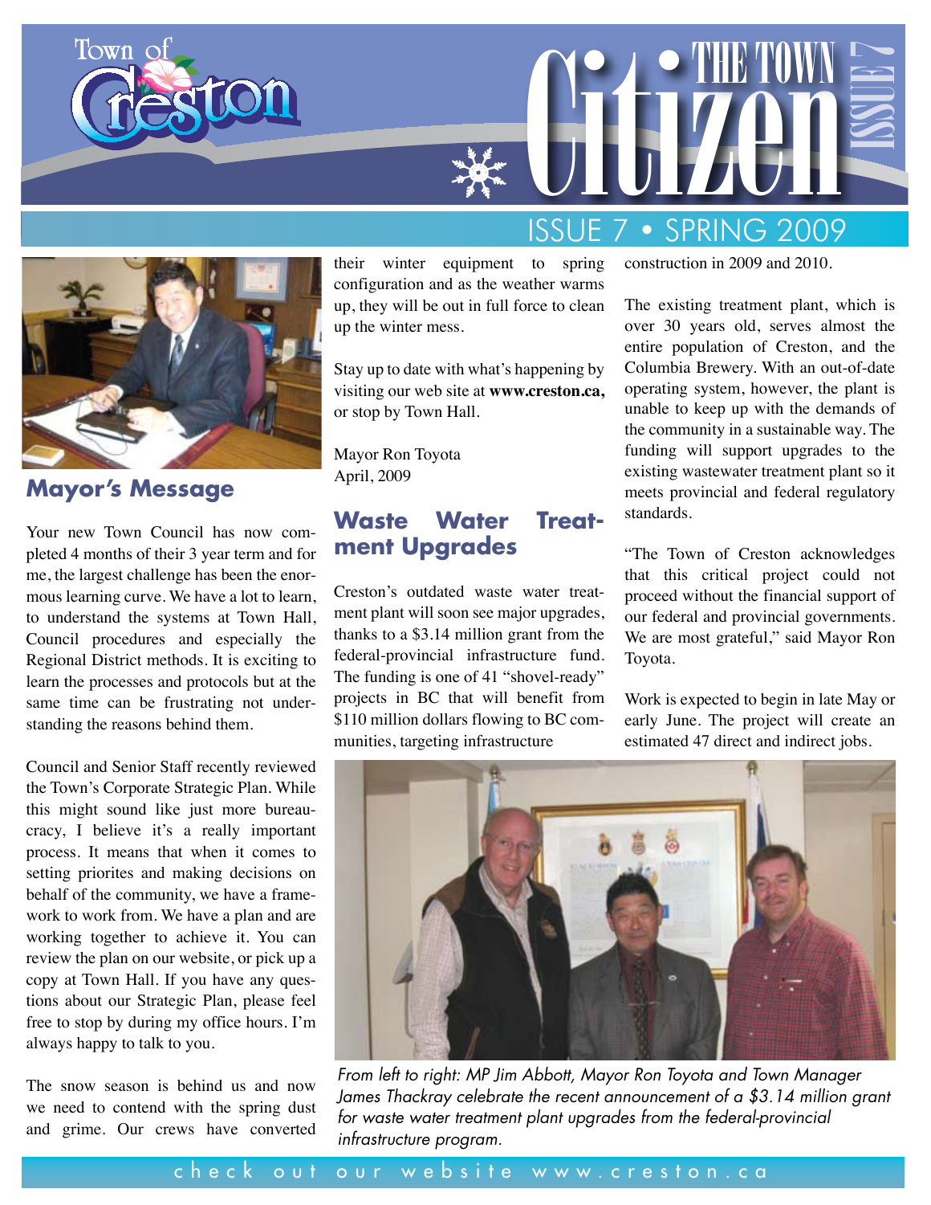# Town of Creston — The Town Citizen

## ISSUE 7 • SPRING 2009

## Mayor's Message

Your new Town Council has now completed 4 months of their 3 year term and for me, the largest challenge has been the enormous learning curve. We have a lot to learn, to understand the systems at Town Hall, Council procedures and especially the Regional District methods. It is exciting to learn the processes and protocols but at the same time can be frustrating not understanding the reasons behind them.

Council and Senior Staff recently reviewed the Town's Corporate Strategic Plan. While this might sound like just more bureaucracy, I believe it's a really important process. It means that when it comes to setting priorites and making decisions on behalf of the community, we have a framework to work from. We have a plan and are working together to achieve it. You can review the plan on our website, or pick up a copy at Town Hall. If you have any questions about our Strategic Plan, please feel free to stop by during my office hours. I'm always happy to talk to you.

The snow season is behind us and now we need to contend with the spring dust and grime. Our crews have converted their winter equipment to spring configuration and as the weather warms up, they will be out in full force to clean up the winter mess.

Stay up to date with what's happening by visiting our web site at **www.creston.ca,** or stop by Town Hall.

Mayor Ron Toyota
April, 2009

## Waste Water Treatment Upgrades

Creston's outdated waste water treatment plant will soon see major upgrades, thanks to a $3.14 million grant from the federal-provincial infrastructure fund. The funding is one of 41 "shovel-ready" projects in BC that will benefit from $110 million dollars flowing to BC communities, targeting infrastructure construction in 2009 and 2010.

The existing treatment plant, which is over 30 years old, serves almost the entire population of Creston, and the Columbia Brewery. With an out-of-date operating system, however, the plant is unable to keep up with the demands of the community in a sustainable way. The funding will support upgrades to the existing wastewater treatment plant so it meets provincial and federal regulatory standards.

"The Town of Creston acknowledges that this critical project could not proceed without the financial support of our federal and provincial governments. We are most grateful," said Mayor Ron Toyota.

Work is expected to begin in late May or early June. The project will create an estimated 47 direct and indirect jobs.

*From left to right: MP Jim Abbott, Mayor Ron Toyota and Town Manager James Thackray celebrate the recent announcement of a $3.14 million grant for waste water treatment plant upgrades from the federal-provincial infrastructure program.*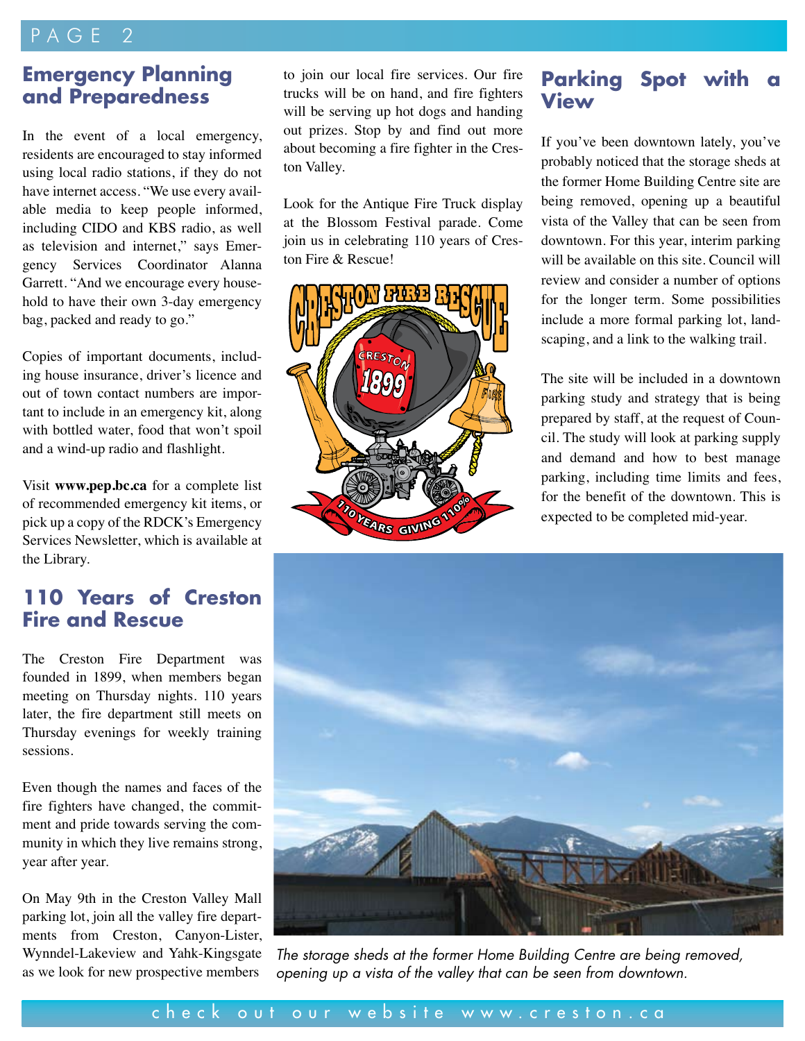## Emergency Planning and Preparedness

In the event of a local emergency, residents are encouraged to stay informed using local radio stations, if they do not have internet access. "We use every available media to keep people informed, including CIDO and KBS radio, as well as television and internet," says Emergency Services Coordinator Alanna Garrett. "And we encourage every household to have their own 3-day emergency bag, packed and ready to go."

Copies of important documents, including house insurance, driver's licence and out of town contact numbers are important to include in an emergency kit, along with bottled water, food that won't spoil and a wind-up radio and flashlight.

Visit **www.pep.bc.ca** for a complete list of recommended emergency kit items, or pick up a copy of the RDCK's Emergency Services Newsletter, which is available at the Library.

## 110 Years of Creston Fire and Rescue

The Creston Fire Department was founded in 1899, when members began meeting on Thursday nights. 110 years later, the fire department still meets on Thursday evenings for weekly training sessions.

Even though the names and faces of the fire fighters have changed, the commitment and pride towards serving the community in which they live remains strong, year after year.

On May 9th in the Creston Valley Mall parking lot, join all the valley fire departments from Creston, Canyon-Lister, Wynndel-Lakeview and Yahk-Kingsgate as we look for new prospective members to join our local fire services. Our fire trucks will be on hand, and fire fighters will be serving up hot dogs and handing out prizes. Stop by and find out more about becoming a fire fighter in the Creston Valley.

Look for the Antique Fire Truck display at the Blossom Festival parade. Come join us in celebrating 110 years of Creston Fire & Rescue!

## Parking Spot with a View

If you've been downtown lately, you've probably noticed that the storage sheds at the former Home Building Centre site are being removed, opening up a beautiful vista of the Valley that can be seen from downtown. For this year, interim parking will be available on this site. Council will review and consider a number of options for the longer term. Some possibilities include a more formal parking lot, landscaping, and a link to the walking trail.

The site will be included in a downtown parking study and strategy that is being prepared by staff, at the request of Council. The study will look at parking supply and demand and how to best manage parking, including time limits and fees, for the benefit of the downtown. This is expected to be completed mid-year.

*The storage sheds at the former Home Building Centre are being removed, opening up a vista of the valley that can be seen from downtown.*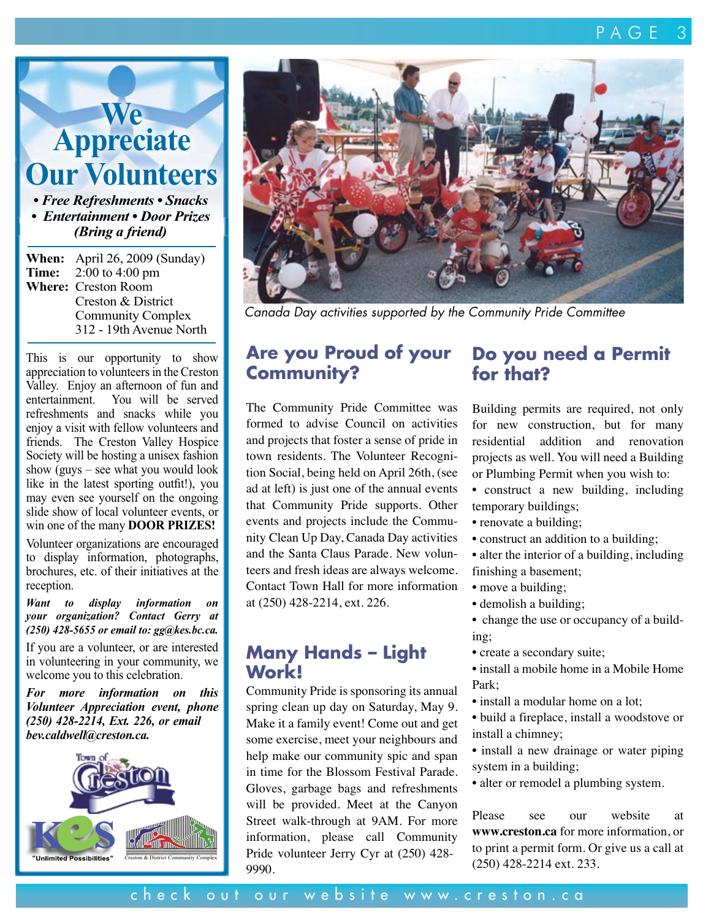# We Appreciate Our Volunteers

*• Free Refreshments • Snacks*
*• Entertainment • Door Prizes*
*(Bring a friend)*

**When:** April 26, 2009 (Sunday)
**Time:** 2:00 to 4:00 pm
**Where:** Creston Room
Creston & District
Community Complex
312 - 19th Avenue North

This is our opportunity to show appreciation to volunteers in the Creston Valley. Enjoy an afternoon of fun and entertainment. You will be served refreshments and snacks while you enjoy a visit with fellow volunteers and friends. The Creston Valley Hospice Society will be hosting a unisex fashion show (guys – see what you would look like in the latest sporting outfit!), you may even see yourself on the ongoing slide show of local volunteer events, or win one of the many **DOOR PRIZES!**

Volunteer organizations are encouraged to display information, photographs, brochures, etc. of their initiatives at the reception.

***Want to display information on your organization? Contact Gerry at (250) 428-5655 or email to: gg@kes.bc.ca.***

If you are a volunteer, or are interested in volunteering in your community, we welcome you to this celebration.

***For more information on this Volunteer Appreciation event, phone (250) 428-2214, Ext. 226, or email bev.caldwell@creston.ca.***

Town of Creston

KES "Unlimited Possibilities"

Creston & District Community Complex

*Canada Day activities supported by the Community Pride Committee*

## Are you Proud of your Community?

The Community Pride Committee was formed to advise Council on activities and projects that foster a sense of pride in town residents. The Volunteer Recognition Social, being held on April 26th, (see ad at left) is just one of the annual events that Community Pride supports. Other events and projects include the Community Clean Up Day, Canada Day activities and the Santa Claus Parade. New volunteers and fresh ideas are always welcome. Contact Town Hall for more information at (250) 428-2214, ext. 226.

## Many Hands – Light Work!

Community Pride is sponsoring its annual spring clean up day on Saturday, May 9. Make it a family event! Come out and get some exercise, meet your neighbours and help make our community spic and span in time for the Blossom Festival Parade. Gloves, garbage bags and refreshments will be provided. Meet at the Canyon Street walk-through at 9AM. For more information, please call Community Pride volunteer Jerry Cyr at (250) 428-9990.

## Do you need a Permit for that?

Building permits are required, not only for new construction, but for many residential addition and renovation projects as well. You will need a Building or Plumbing Permit when you wish to:

- construct a new building, including temporary buildings;
- renovate a building;
- construct an addition to a building;
- alter the interior of a building, including finishing a basement;
- move a building;
- demolish a building;
- change the use or occupancy of a building;
- create a secondary suite;
- install a mobile home in a Mobile Home Park;
- install a modular home on a lot;
- build a fireplace, install a woodstove or install a chimney;
- install a new drainage or water piping system in a building;
- alter or remodel a plumbing system.

Please see our website at **www.creston.ca** for more information, or to print a permit form. Or give us a call at (250) 428-2214 ext. 233.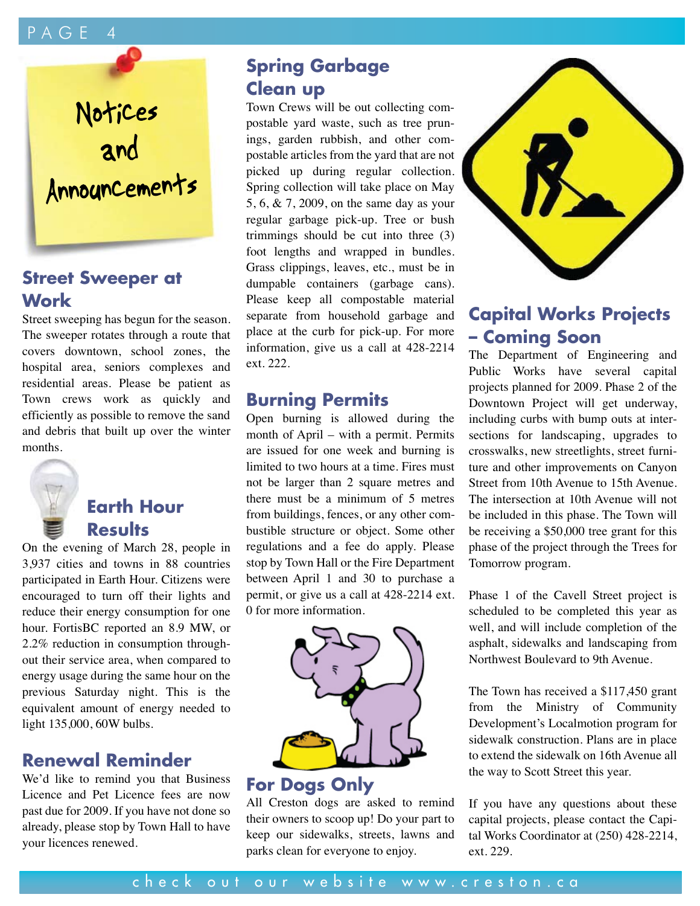# Notices and Announcements

## Street Sweeper at Work

Street sweeping has begun for the season. The sweeper rotates through a route that covers downtown, school zones, the hospital area, seniors complexes and residential areas. Please be patient as Town crews work as quickly and efficiently as possible to remove the sand and debris that built up over the winter months.

## Earth Hour Results

On the evening of March 28, people in 3,937 cities and towns in 88 countries participated in Earth Hour. Citizens were encouraged to turn off their lights and reduce their energy consumption for one hour. FortisBC reported an 8.9 MW, or 2.2% reduction in consumption throughout their service area, when compared to energy usage during the same hour on the previous Saturday night. This is the equivalent amount of energy needed to light 135,000, 60W bulbs.

## Renewal Reminder

We'd like to remind you that Business Licence and Pet Licence fees are now past due for 2009. If you have not done so already, please stop by Town Hall to have your licences renewed.

## Spring Garbage Clean up

Town Crews will be out collecting compostable yard waste, such as tree prunings, garden rubbish, and other compostable articles from the yard that are not picked up during regular collection. Spring collection will take place on May 5, 6, & 7, 2009, on the same day as your regular garbage pick-up. Tree or bush trimmings should be cut into three (3) foot lengths and wrapped in bundles. Grass clippings, leaves, etc., must be in dumpable containers (garbage cans). Please keep all compostable material separate from household garbage and place at the curb for pick-up. For more information, give us a call at 428-2214 ext. 222.

## Burning Permits

Open burning is allowed during the month of April – with a permit. Permits are issued for one week and burning is limited to two hours at a time. Fires must not be larger than 2 square metres and there must be a minimum of 5 metres from buildings, fences, or any other combustible structure or object. Some other regulations and a fee do apply. Please stop by Town Hall or the Fire Department between April 1 and 30 to purchase a permit, or give us a call at 428-2214 ext. 0 for more information.

## For Dogs Only

All Creston dogs are asked to remind their owners to scoop up! Do your part to keep our sidewalks, streets, lawns and parks clean for everyone to enjoy.

## Capital Works Projects – Coming Soon

The Department of Engineering and Public Works have several capital projects planned for 2009. Phase 2 of the Downtown Project will get underway, including curbs with bump outs at intersections for landscaping, upgrades to crosswalks, new streetlights, street furniture and other improvements on Canyon Street from 10th Avenue to 15th Avenue. The intersection at 10th Avenue will not be included in this phase. The Town will be receiving a $50,000 tree grant for this phase of the project through the Trees for Tomorrow program.

Phase 1 of the Cavell Street project is scheduled to be completed this year as well, and will include completion of the asphalt, sidewalks and landscaping from Northwest Boulevard to 9th Avenue.

The Town has received a $117,450 grant from the Ministry of Community Development's Localmotion program for sidewalk construction. Plans are in place to extend the sidewalk on 16th Avenue all the way to Scott Street this year.

If you have any questions about these capital projects, please contact the Capital Works Coordinator at (250) 428-2214, ext. 229.